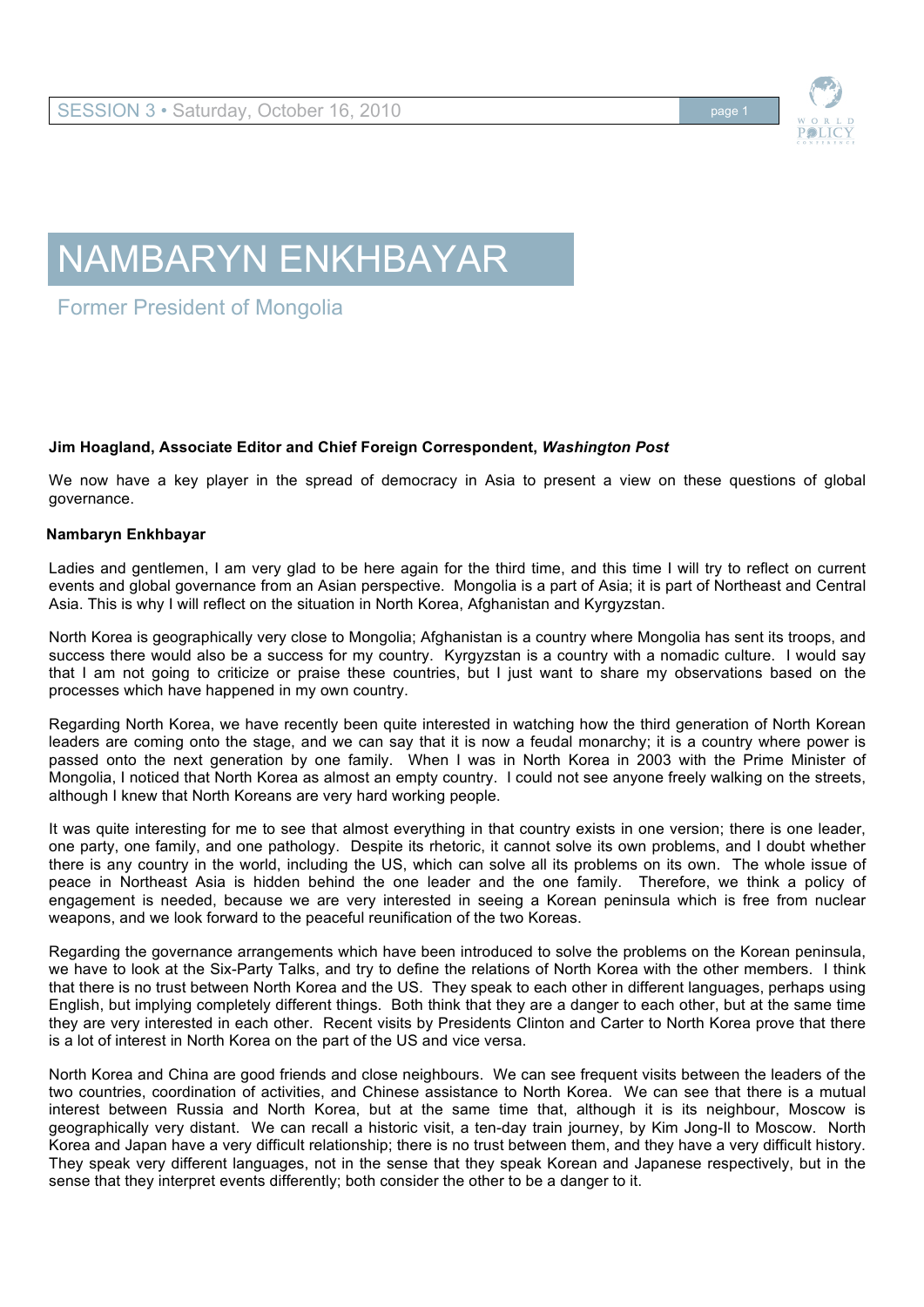# NAMBARYN ENKHBAYAR

Former President of Mongolia

**Jim Hoagland, Associate Editor and Chief Foreign Correspondent, *Washington Post***

We now have a key player in the spread of democracy in Asia to present a view on these questions of global governance.

**Nambaryn Enkhbayar**

Ladies and gentlemen, I am very glad to be here again for the third time, and this time I will try to reflect on current events and global governance from an Asian perspective. Mongolia is a part of Asia; it is part of Northeast and Central Asia. This is why I will reflect on the situation in North Korea, Afghanistan and Kyrgyzstan.

North Korea is geographically very close to Mongolia; Afghanistan is a country where Mongolia has sent its troops, and success there would also be a success for my country. Kyrgyzstan is a country with a nomadic culture. I would say that I am not going to criticize or praise these countries, but I just want to share my observations based on the processes which have happened in my own country.

Regarding North Korea, we have recently been quite interested in watching how the third generation of North Korean leaders are coming onto the stage, and we can say that it is now a feudal monarchy; it is a country where power is passed onto the next generation by one family. When I was in North Korea in 2003 with the Prime Minister of Mongolia, I noticed that North Korea as almost an empty country. I could not see anyone freely walking on the streets, although I knew that North Koreans are very hard working people.

It was quite interesting for me to see that almost everything in that country exists in one version; there is one leader, one party, one family, and one pathology. Despite its rhetoric, it cannot solve its own problems, and I doubt whether there is any country in the world, including the US, which can solve all its problems on its own. The whole issue of peace in Northeast Asia is hidden behind the one leader and the one family. Therefore, we think a policy of engagement is needed, because we are very interested in seeing a Korean peninsula which is free from nuclear weapons, and we look forward to the peaceful reunification of the two Koreas.

Regarding the governance arrangements which have been introduced to solve the problems on the Korean peninsula, we have to look at the Six-Party Talks, and try to define the relations of North Korea with the other members. I think that there is no trust between North Korea and the US. They speak to each other in different languages, perhaps using English, but implying completely different things. Both think that they are a danger to each other, but at the same time they are very interested in each other. Recent visits by Presidents Clinton and Carter to North Korea prove that there is a lot of interest in North Korea on the part of the US and vice versa.

North Korea and China are good friends and close neighbours. We can see frequent visits between the leaders of the two countries, coordination of activities, and Chinese assistance to North Korea. We can see that there is a mutual interest between Russia and North Korea, but at the same time that, although it is its neighbour, Moscow is geographically very distant. We can recall a historic visit, a ten-day train journey, by Kim Jong-Il to Moscow. North Korea and Japan have a very difficult relationship; there is no trust between them, and they have a very difficult history. They speak very different languages, not in the sense that they speak Korean and Japanese respectively, but in the sense that they interpret events differently; both consider the other to be a danger to it.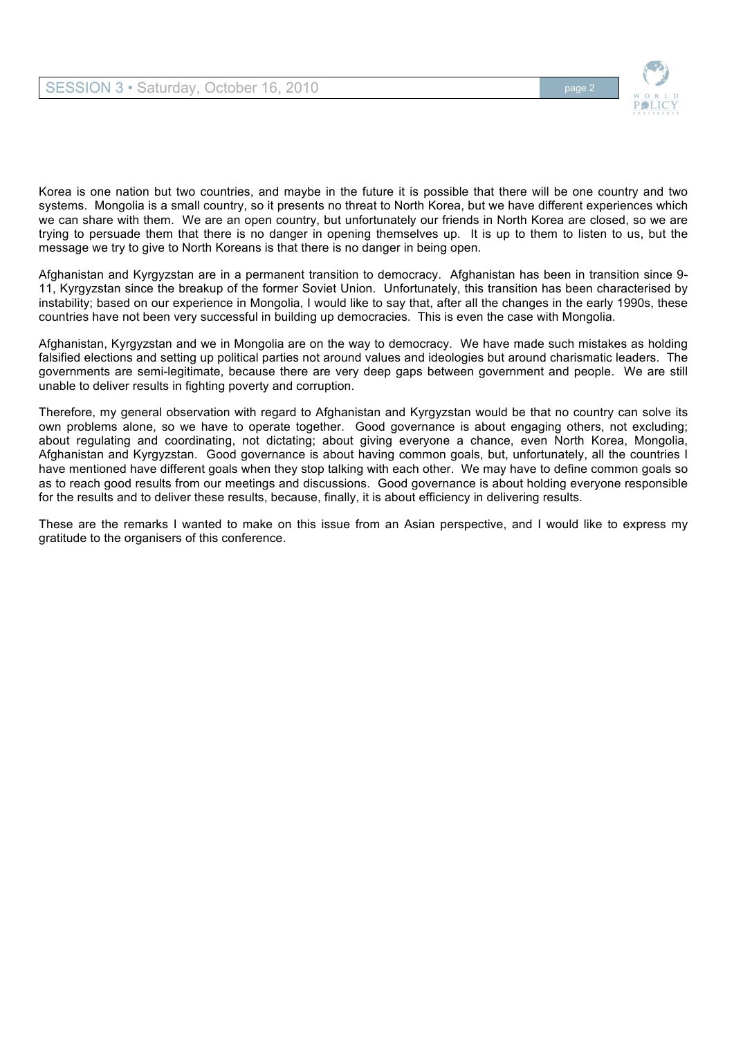Korea is one nation but two countries, and maybe in the future it is possible that there will be one country and two systems. Mongolia is a small country, so it presents no threat to North Korea, but we have different experiences which we can share with them. We are an open country, but unfortunately our friends in North Korea are closed, so we are trying to persuade them that there is no danger in opening themselves up. It is up to them to listen to us, but the message we try to give to North Koreans is that there is no danger in being open.

Afghanistan and Kyrgyzstan are in a permanent transition to democracy. Afghanistan has been in transition since 9-11, Kyrgyzstan since the breakup of the former Soviet Union. Unfortunately, this transition has been characterised by instability; based on our experience in Mongolia, I would like to say that, after all the changes in the early 1990s, these countries have not been very successful in building up democracies. This is even the case with Mongolia.

Afghanistan, Kyrgyzstan and we in Mongolia are on the way to democracy. We have made such mistakes as holding falsified elections and setting up political parties not around values and ideologies but around charismatic leaders. The governments are semi-legitimate, because there are very deep gaps between government and people. We are still unable to deliver results in fighting poverty and corruption.

Therefore, my general observation with regard to Afghanistan and Kyrgyzstan would be that no country can solve its own problems alone, so we have to operate together. Good governance is about engaging others, not excluding; about regulating and coordinating, not dictating; about giving everyone a chance, even North Korea, Mongolia, Afghanistan and Kyrgyzstan. Good governance is about having common goals, but, unfortunately, all the countries I have mentioned have different goals when they stop talking with each other. We may have to define common goals so as to reach good results from our meetings and discussions. Good governance is about holding everyone responsible for the results and to deliver these results, because, finally, it is about efficiency in delivering results.

These are the remarks I wanted to make on this issue from an Asian perspective, and I would like to express my gratitude to the organisers of this conference.